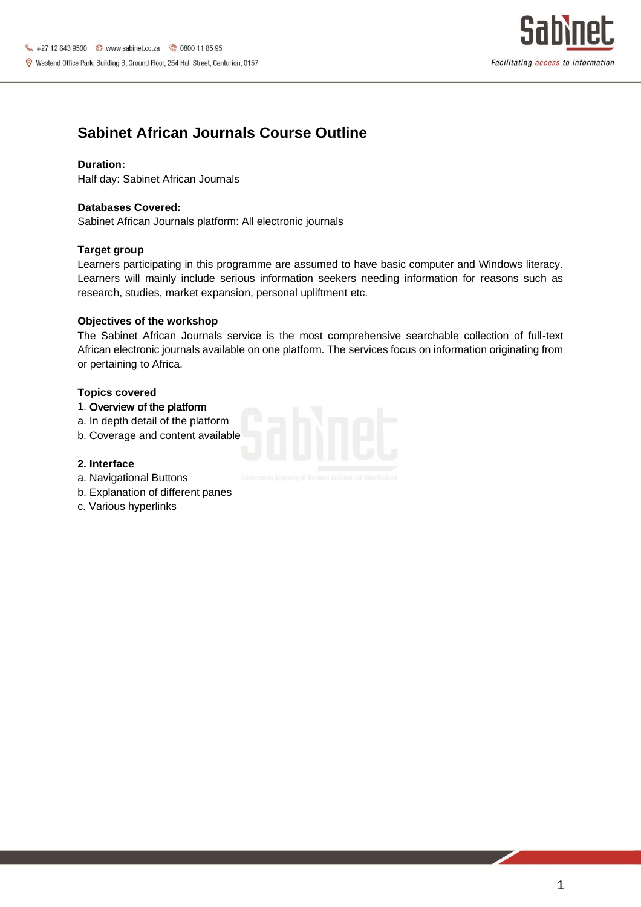# Sabinet African Journals Course Outline

**Duration:**
Half day: Sabinet African Journals

**Databases Covered:**
Sabinet African Journals platform: All electronic journals

**Target group**
Learners participating in this programme are assumed to have basic computer and Windows literacy. Learners will mainly include serious information seekers needing information for reasons such as research, studies, market expansion, personal upliftment etc.

**Objectives of the workshop**
The Sabinet African Journals service is the most comprehensive searchable collection of full-text African electronic journals available on one platform. The services focus on information originating from or pertaining to Africa.

**Topics covered**

1. Overview of the platform

a. In depth detail of the platform
b. Coverage and content available

**2. Interface**

a. Navigational Buttons
b. Explanation of different panes
c. Various hyperlinks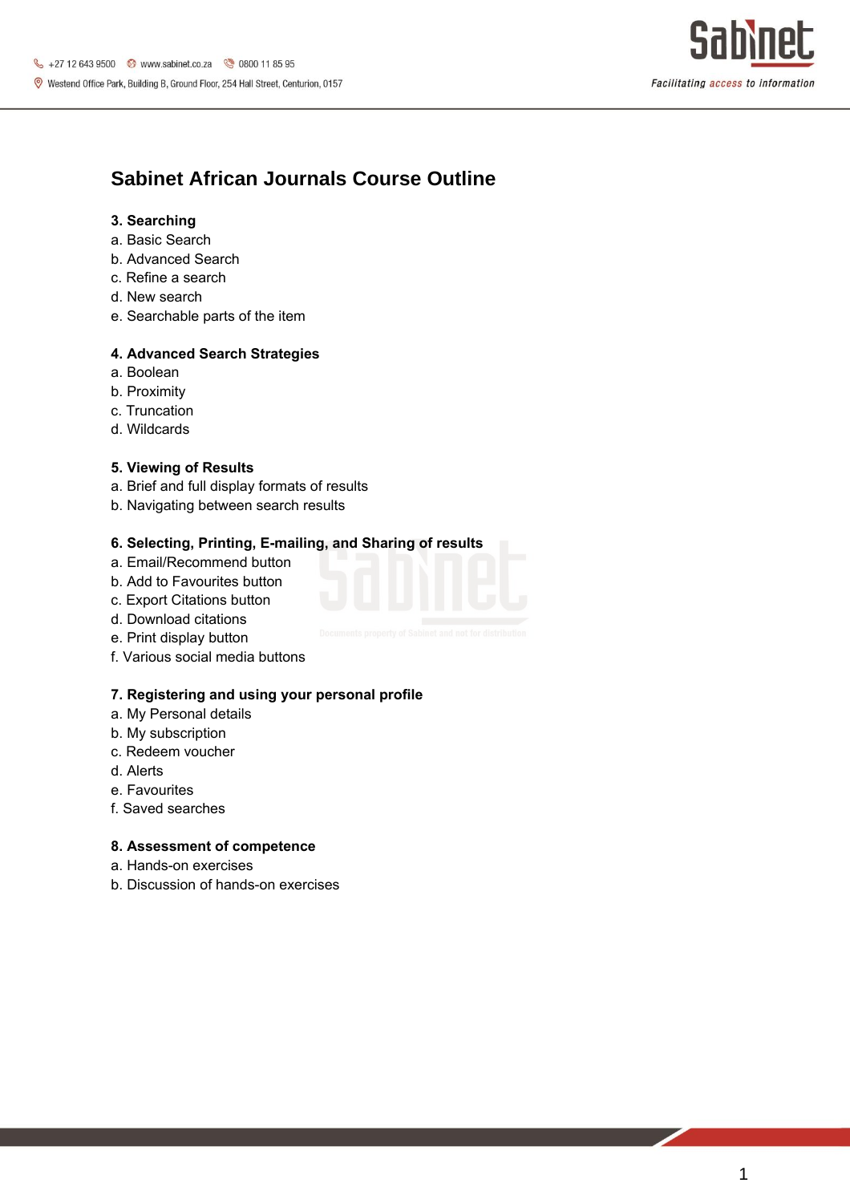# Sabinet African Journals Course Outline

**3. Searching**
a. Basic Search
b. Advanced Search
c. Refine a search
d. New search
e. Searchable parts of the item

**4. Advanced Search Strategies**
a. Boolean
b. Proximity
c. Truncation
d. Wildcards

**5. Viewing of Results**
a. Brief and full display formats of results
b. Navigating between search results

**6. Selecting, Printing, E-mailing, and Sharing of results**
a. Email/Recommend button
b. Add to Favourites button
c. Export Citations button
d. Download citations
e. Print display button
f. Various social media buttons

**7. Registering and using your personal profile**
a. My Personal details
b. My subscription
c. Redeem voucher
d. Alerts
e. Favourites
f. Saved searches

**8. Assessment of competence**
a. Hands-on exercises
b. Discussion of hands-on exercises